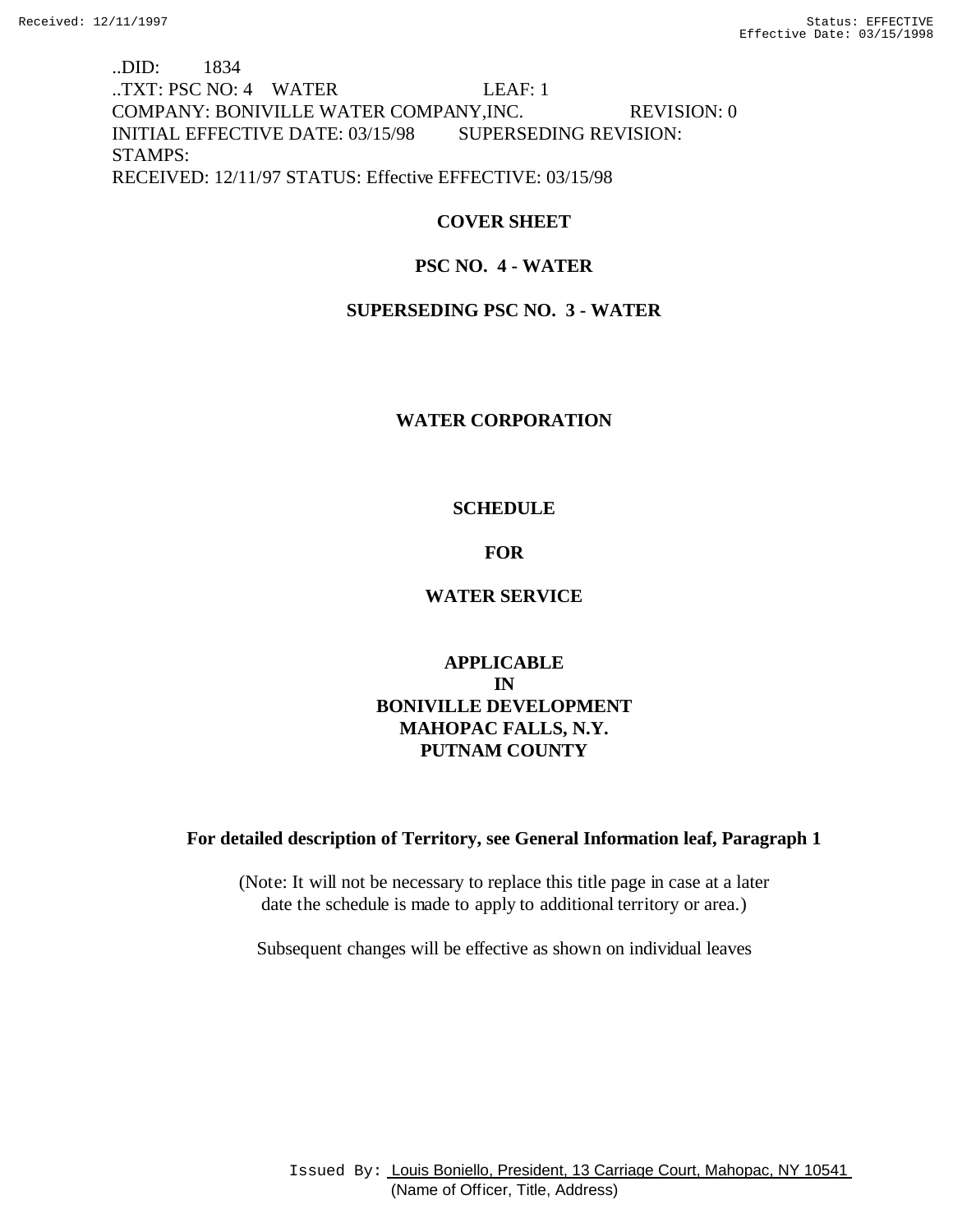..DID: 1834
..TXT: PSC NO: 4 WATER LEAF: 1
COMPANY: BONIVILLE WATER COMPANY,INC. REVISION: 0
INITIAL EFFECTIVE DATE: 03/15/98 SUPERSEDING REVISION:
STAMPS:
RECEIVED: 12/11/97 STATUS: Effective EFFECTIVE: 03/15/98

**COVER SHEET**

**PSC NO. 4 - WATER**

**SUPERSEDING PSC NO. 3 - WATER**

**WATER CORPORATION**

**SCHEDULE**

**FOR**

**WATER SERVICE**

**APPLICABLE**
**IN**
**BONIVILLE DEVELOPMENT**
**MAHOPAC FALLS, N.Y.**
**PUTNAM COUNTY**

**For detailed description of Territory, see General Information leaf, Paragraph 1**

(Note: It will not be necessary to replace this title page in case at a later date the schedule is made to apply to additional territory or area.)

Subsequent changes will be effective as shown on individual leaves

Issued By: Louis Boniello, President, 13 Carriage Court, Mahopac, NY 10541
(Name of Officer, Title, Address)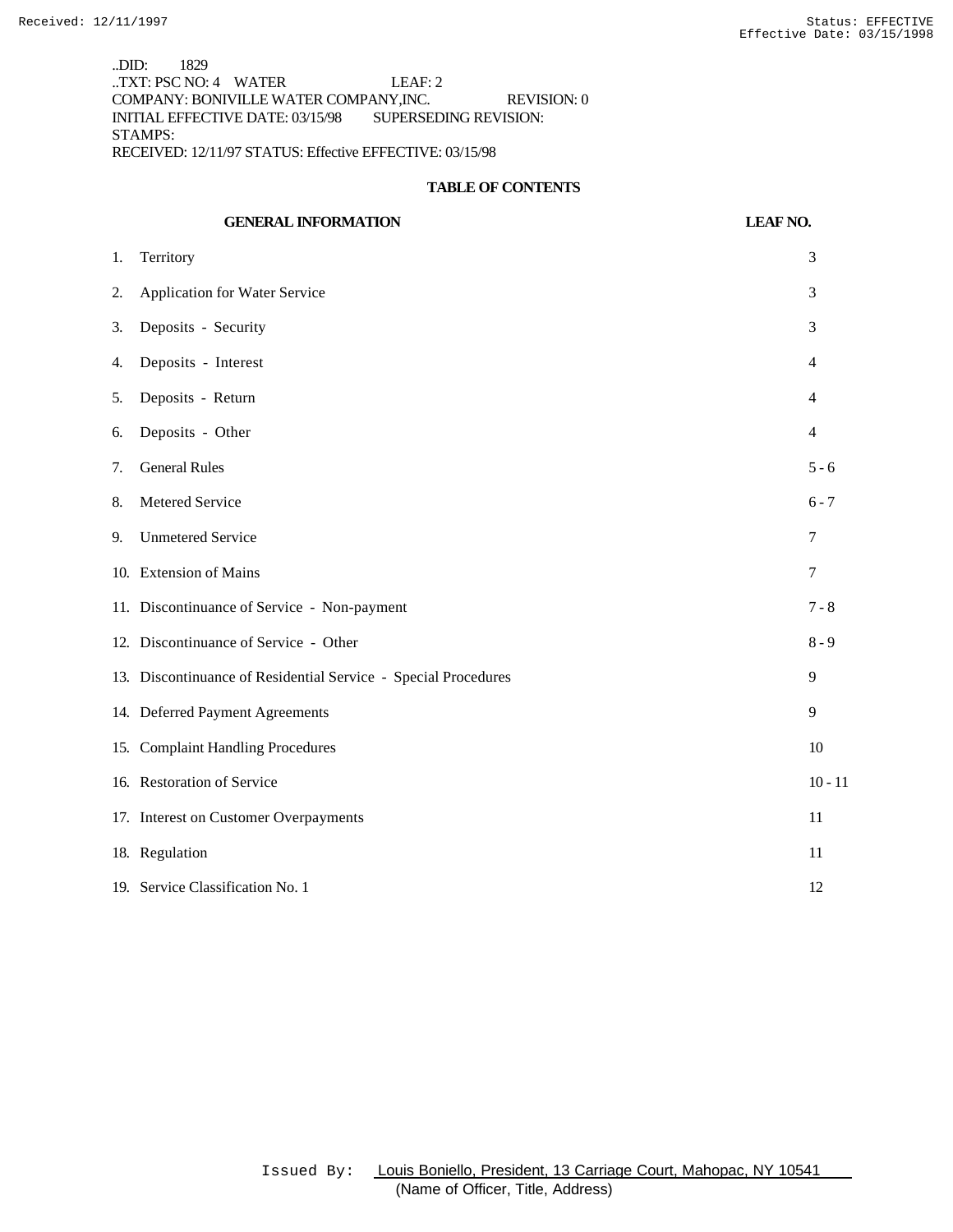..DID: 1829
..TXT: PSC NO: 4 WATER LEAF: 2
COMPANY: BONIVILLE WATER COMPANY,INC. REVISION: 0
INITIAL EFFECTIVE DATE: 03/15/98 SUPERSEDING REVISION:
STAMPS:
RECEIVED: 12/11/97 STATUS: Effective EFFECTIVE: 03/15/98

## TABLE OF CONTENTS

| GENERAL INFORMATION | LEAF NO. |
|---|---|
| 1. Territory | 3 |
| 2. Application for Water Service | 3 |
| 3. Deposits - Security | 3 |
| 4. Deposits - Interest | 4 |
| 5. Deposits - Return | 4 |
| 6. Deposits - Other | 4 |
| 7. General Rules | 5 - 6 |
| 8. Metered Service | 6 - 7 |
| 9. Unmetered Service | 7 |
| 10. Extension of Mains | 7 |
| 11. Discontinuance of Service - Non-payment | 7 - 8 |
| 12. Discontinuance of Service - Other | 8 - 9 |
| 13. Discontinuance of Residential Service - Special Procedures | 9 |
| 14. Deferred Payment Agreements | 9 |
| 15. Complaint Handling Procedures | 10 |
| 16. Restoration of Service | 10 - 11 |
| 17. Interest on Customer Overpayments | 11 |
| 18. Regulation | 11 |
| 19. Service Classification No. 1 | 12 |

Issued By: Louis Boniello, President, 13 Carriage Court, Mahopac, NY 10541
(Name of Officer, Title, Address)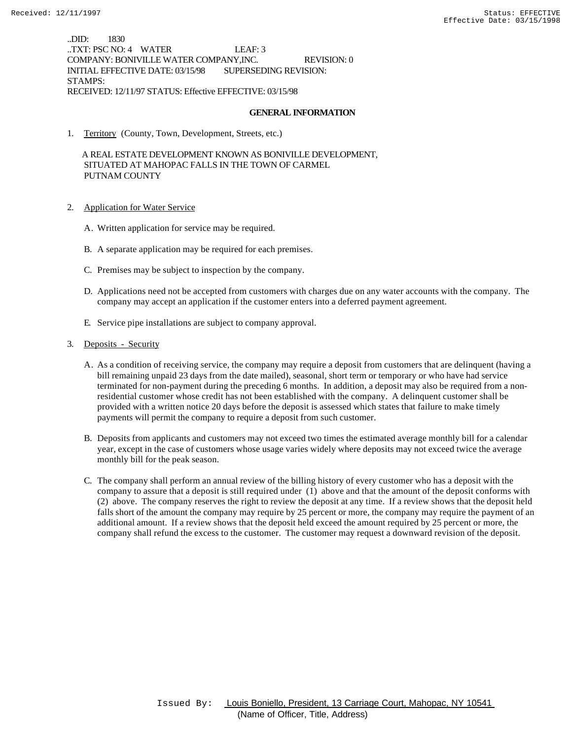..DID: 1830
..TXT: PSC NO: 4 WATER LEAF: 3
COMPANY: BONIVILLE WATER COMPANY,INC. REVISION: 0
INITIAL EFFECTIVE DATE: 03/15/98 SUPERSEDING REVISION:
STAMPS:
RECEIVED: 12/11/97 STATUS: Effective EFFECTIVE: 03/15/98

## GENERAL INFORMATION

1. Territory (County, Town, Development, Streets, etc.)

   A REAL ESTATE DEVELOPMENT KNOWN AS BONIVILLE DEVELOPMENT,
   SITUATED AT MAHOPAC FALLS IN THE TOWN OF CARMEL
   PUTNAM COUNTY

2. Application for Water Service

   A. Written application for service may be required.

   B. A separate application may be required for each premises.

   C. Premises may be subject to inspection by the company.

   D. Applications need not be accepted from customers with charges due on any water accounts with the company. The company may accept an application if the customer enters into a deferred payment agreement.

   E. Service pipe installations are subject to company approval.

3. Deposits - Security

   A. As a condition of receiving service, the company may require a deposit from customers that are delinquent (having a bill remaining unpaid 23 days from the date mailed), seasonal, short term or temporary or who have had service terminated for non-payment during the preceding 6 months. In addition, a deposit may also be required from a non-residential customer whose credit has not been established with the company. A delinquent customer shall be provided with a written notice 20 days before the deposit is assessed which states that failure to make timely payments will permit the company to require a deposit from such customer.

   B. Deposits from applicants and customers may not exceed two times the estimated average monthly bill for a calendar year, except in the case of customers whose usage varies widely where deposits may not exceed twice the average monthly bill for the peak season.

   C. The company shall perform an annual review of the billing history of every customer who has a deposit with the company to assure that a deposit is still required under (1) above and that the amount of the deposit conforms with (2) above. The company reserves the right to review the deposit at any time. If a review shows that the deposit held falls short of the amount the company may require by 25 percent or more, the company may require the payment of an additional amount. If a review shows that the deposit held exceed the amount required by 25 percent or more, the company shall refund the excess to the customer. The customer may request a downward revision of the deposit.

Issued By: Louis Boniello, President, 13 Carriage Court, Mahopac, NY 10541
(Name of Officer, Title, Address)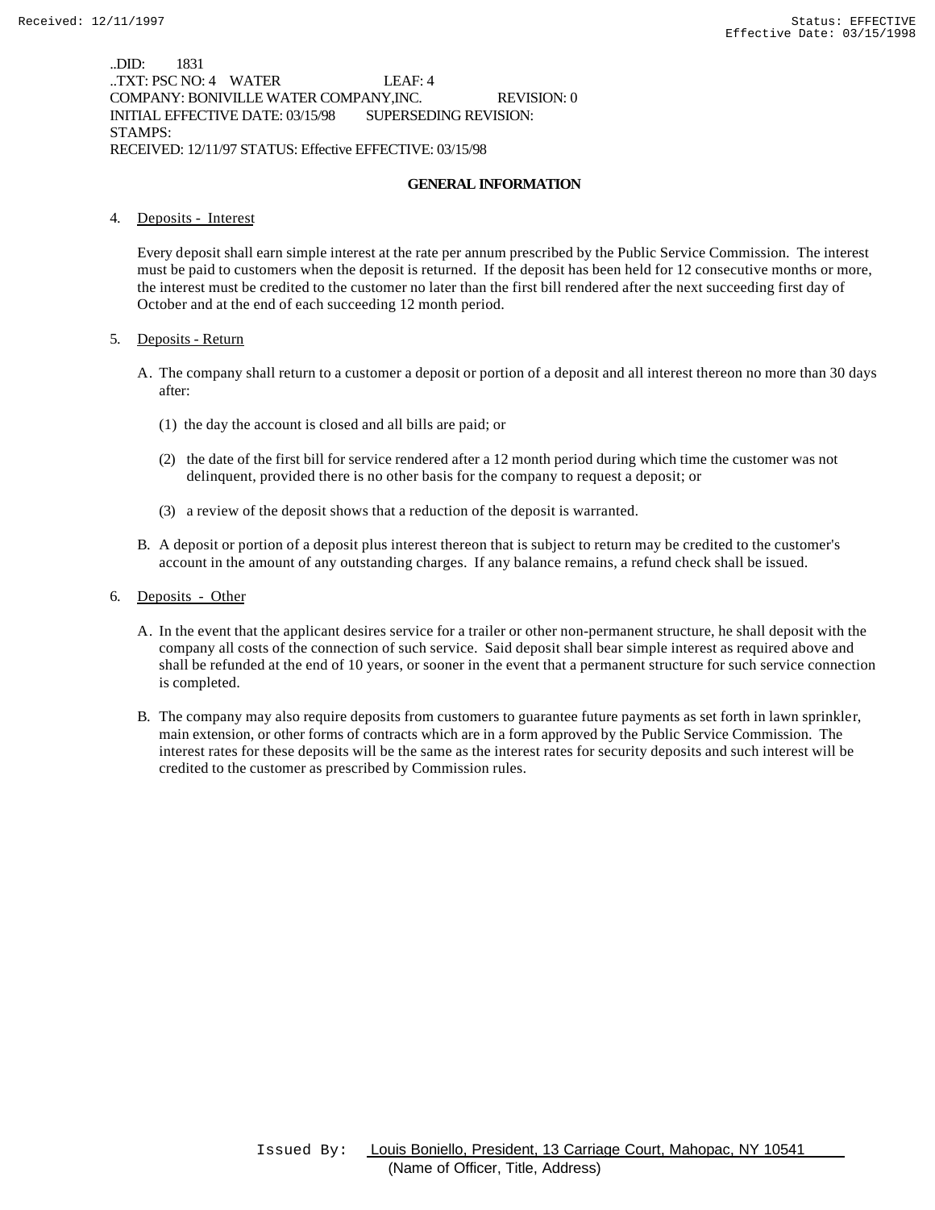..DID: 1831
..TXT: PSC NO: 4 WATER LEAF: 4
COMPANY: BONIVILLE WATER COMPANY,INC. REVISION: 0
INITIAL EFFECTIVE DATE: 03/15/98 SUPERSEDING REVISION:
STAMPS:
RECEIVED: 12/11/97 STATUS: Effective EFFECTIVE: 03/15/98

## GENERAL INFORMATION

4. Deposits - Interest

   Every deposit shall earn simple interest at the rate per annum prescribed by the Public Service Commission. The interest must be paid to customers when the deposit is returned. If the deposit has been held for 12 consecutive months or more, the interest must be credited to the customer no later than the first bill rendered after the next succeeding first day of October and at the end of each succeeding 12 month period.

5. Deposits - Return

   A. The company shall return to a customer a deposit or portion of a deposit and all interest thereon no more than 30 days after:

      (1) the day the account is closed and all bills are paid; or

      (2) the date of the first bill for service rendered after a 12 month period during which time the customer was not delinquent, provided there is no other basis for the company to request a deposit; or

      (3) a review of the deposit shows that a reduction of the deposit is warranted.

   B. A deposit or portion of a deposit plus interest thereon that is subject to return may be credited to the customer's account in the amount of any outstanding charges. If any balance remains, a refund check shall be issued.

6. Deposits - Other

   A. In the event that the applicant desires service for a trailer or other non-permanent structure, he shall deposit with the company all costs of the connection of such service. Said deposit shall bear simple interest as required above and shall be refunded at the end of 10 years, or sooner in the event that a permanent structure for such service connection is completed.

   B. The company may also require deposits from customers to guarantee future payments as set forth in lawn sprinkler, main extension, or other forms of contracts which are in a form approved by the Public Service Commission. The interest rates for these deposits will be the same as the interest rates for security deposits and such interest will be credited to the customer as prescribed by Commission rules.

Issued By: Louis Boniello, President, 13 Carriage Court, Mahopac, NY 10541
(Name of Officer, Title, Address)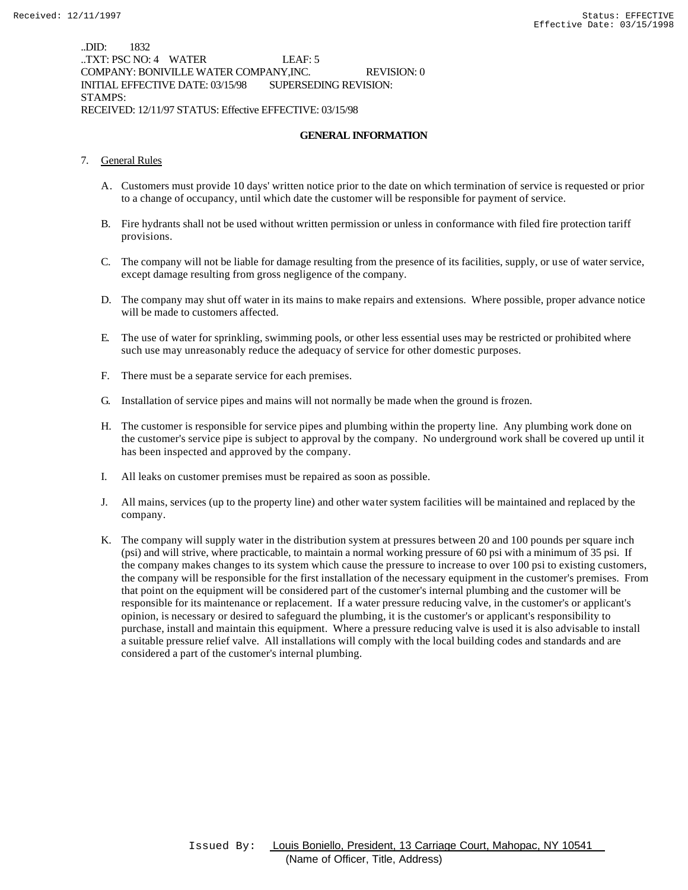..DID: 1832
..TXT: PSC NO: 4 WATER LEAF: 5
COMPANY: BONIVILLE WATER COMPANY,INC. REVISION: 0
INITIAL EFFECTIVE DATE: 03/15/98 SUPERSEDING REVISION:
STAMPS:
RECEIVED: 12/11/97 STATUS: Effective EFFECTIVE: 03/15/98

## GENERAL INFORMATION

7. General Rules

A. Customers must provide 10 days' written notice prior to the date on which termination of service is requested or prior to a change of occupancy, until which date the customer will be responsible for payment of service.

B. Fire hydrants shall not be used without written permission or unless in conformance with filed fire protection tariff provisions.

C. The company will not be liable for damage resulting from the presence of its facilities, supply, or use of water service, except damage resulting from gross negligence of the company.

D. The company may shut off water in its mains to make repairs and extensions. Where possible, proper advance notice will be made to customers affected.

E. The use of water for sprinkling, swimming pools, or other less essential uses may be restricted or prohibited where such use may unreasonably reduce the adequacy of service for other domestic purposes.

F. There must be a separate service for each premises.

G. Installation of service pipes and mains will not normally be made when the ground is frozen.

H. The customer is responsible for service pipes and plumbing within the property line. Any plumbing work done on the customer's service pipe is subject to approval by the company. No underground work shall be covered up until it has been inspected and approved by the company.

I. All leaks on customer premises must be repaired as soon as possible.

J. All mains, services (up to the property line) and other water system facilities will be maintained and replaced by the company.

K. The company will supply water in the distribution system at pressures between 20 and 100 pounds per square inch (psi) and will strive, where practicable, to maintain a normal working pressure of 60 psi with a minimum of 35 psi. If the company makes changes to its system which cause the pressure to increase to over 100 psi to existing customers, the company will be responsible for the first installation of the necessary equipment in the customer's premises. From that point on the equipment will be considered part of the customer's internal plumbing and the customer will be responsible for its maintenance or replacement. If a water pressure reducing valve, in the customer's or applicant's opinion, is necessary or desired to safeguard the plumbing, it is the customer's or applicant's responsibility to purchase, install and maintain this equipment. Where a pressure reducing valve is used it is also advisable to install a suitable pressure relief valve. All installations will comply with the local building codes and standards and are considered a part of the customer's internal plumbing.

Issued By: Louis Boniello, President, 13 Carriage Court, Mahopac, NY 10541
(Name of Officer, Title, Address)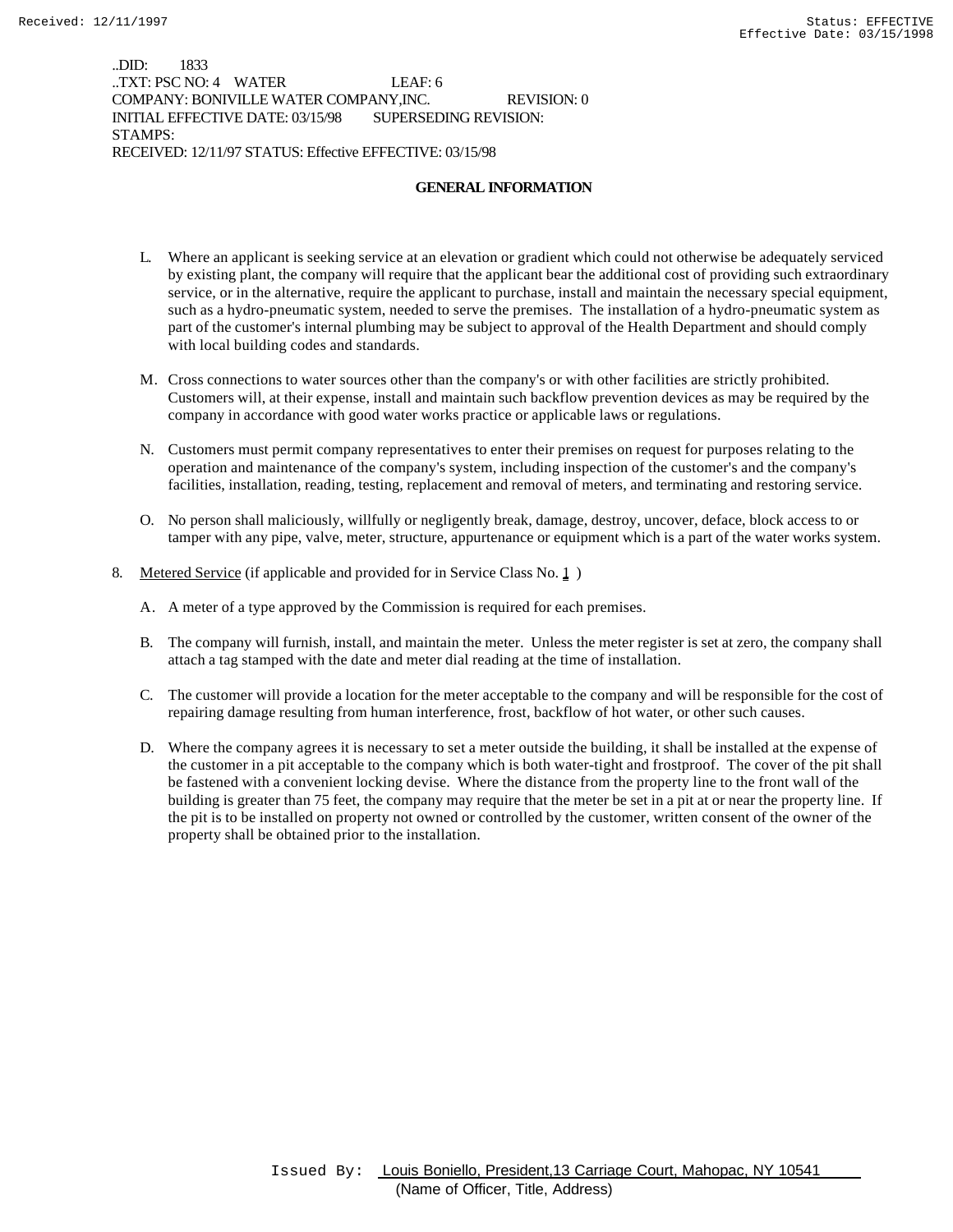..DID: 1833
..TXT: PSC NO: 4 WATER LEAF: 6
COMPANY: BONIVILLE WATER COMPANY,INC. REVISION: 0
INITIAL EFFECTIVE DATE: 03/15/98 SUPERSEDING REVISION:
STAMPS:
RECEIVED: 12/11/97 STATUS: Effective EFFECTIVE: 03/15/98

## GENERAL INFORMATION

L. Where an applicant is seeking service at an elevation or gradient which could not otherwise be adequately serviced by existing plant, the company will require that the applicant bear the additional cost of providing such extraordinary service, or in the alternative, require the applicant to purchase, install and maintain the necessary special equipment, such as a hydro-pneumatic system, needed to serve the premises. The installation of a hydro-pneumatic system as part of the customer's internal plumbing may be subject to approval of the Health Department and should comply with local building codes and standards.

M. Cross connections to water sources other than the company's or with other facilities are strictly prohibited. Customers will, at their expense, install and maintain such backflow prevention devices as may be required by the company in accordance with good water works practice or applicable laws or regulations.

N. Customers must permit company representatives to enter their premises on request for purposes relating to the operation and maintenance of the company's system, including inspection of the customer's and the company's facilities, installation, reading, testing, replacement and removal of meters, and terminating and restoring service.

O. No person shall maliciously, willfully or negligently break, damage, destroy, uncover, deface, block access to or tamper with any pipe, valve, meter, structure, appurtenance or equipment which is a part of the water works system.

8. Metered Service (if applicable and provided for in Service Class No. 1 )

A. A meter of a type approved by the Commission is required for each premises.

B. The company will furnish, install, and maintain the meter. Unless the meter register is set at zero, the company shall attach a tag stamped with the date and meter dial reading at the time of installation.

C. The customer will provide a location for the meter acceptable to the company and will be responsible for the cost of repairing damage resulting from human interference, frost, backflow of hot water, or other such causes.

D. Where the company agrees it is necessary to set a meter outside the building, it shall be installed at the expense of the customer in a pit acceptable to the company which is both water-tight and frostproof. The cover of the pit shall be fastened with a convenient locking devise. Where the distance from the property line to the front wall of the building is greater than 75 feet, the company may require that the meter be set in a pit at or near the property line. If the pit is to be installed on property not owned or controlled by the customer, written consent of the owner of the property shall be obtained prior to the installation.

Issued By: Louis Boniello, President,13 Carriage Court, Mahopac, NY 10541
(Name of Officer, Title, Address)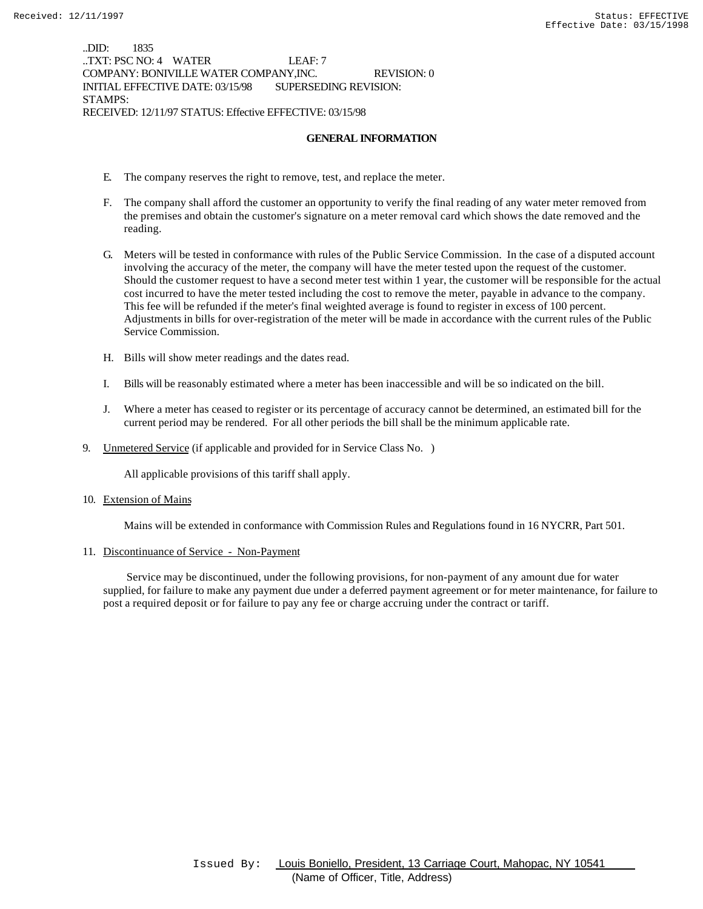..DID: 1835
..TXT: PSC NO: 4 WATER LEAF: 7
COMPANY: BONIVILLE WATER COMPANY,INC. REVISION: 0
INITIAL EFFECTIVE DATE: 03/15/98 SUPERSEDING REVISION:
STAMPS:
RECEIVED: 12/11/97 STATUS: Effective EFFECTIVE: 03/15/98

## GENERAL INFORMATION

E. The company reserves the right to remove, test, and replace the meter.

F. The company shall afford the customer an opportunity to verify the final reading of any water meter removed from the premises and obtain the customer's signature on a meter removal card which shows the date removed and the reading.

G. Meters will be tested in conformance with rules of the Public Service Commission. In the case of a disputed account involving the accuracy of the meter, the company will have the meter tested upon the request of the customer. Should the customer request to have a second meter test within 1 year, the customer will be responsible for the actual cost incurred to have the meter tested including the cost to remove the meter, payable in advance to the company. This fee will be refunded if the meter's final weighted average is found to register in excess of 100 percent. Adjustments in bills for over-registration of the meter will be made in accordance with the current rules of the Public Service Commission.

H. Bills will show meter readings and the dates read.

I. Bills will be reasonably estimated where a meter has been inaccessible and will be so indicated on the bill.

J. Where a meter has ceased to register or its percentage of accuracy cannot be determined, an estimated bill for the current period may be rendered. For all other periods the bill shall be the minimum applicable rate.

9. Unmetered Service (if applicable and provided for in Service Class No. )

All applicable provisions of this tariff shall apply.

10. Extension of Mains

Mains will be extended in conformance with Commission Rules and Regulations found in 16 NYCRR, Part 501.

11. Discontinuance of Service - Non-Payment

Service may be discontinued, under the following provisions, for non-payment of any amount due for water supplied, for failure to make any payment due under a deferred payment agreement or for meter maintenance, for failure to post a required deposit or for failure to pay any fee or charge accruing under the contract or tariff.

Issued By: Louis Boniello, President, 13 Carriage Court, Mahopac, NY 10541
(Name of Officer, Title, Address)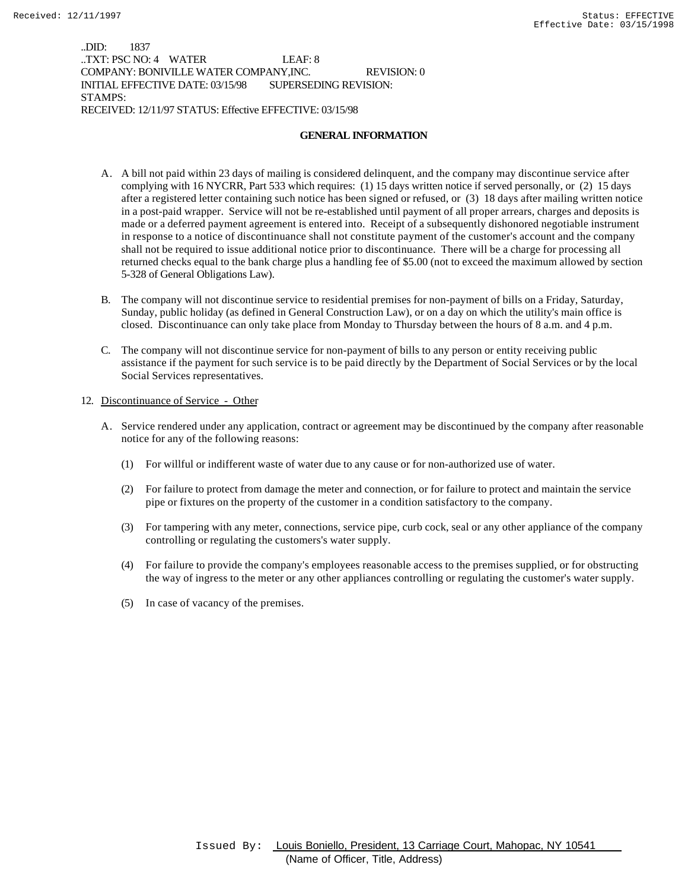..DID: 1837
..TXT: PSC NO: 4 WATER LEAF: 8
COMPANY: BONIVILLE WATER COMPANY,INC. REVISION: 0
INITIAL EFFECTIVE DATE: 03/15/98 SUPERSEDING REVISION:
STAMPS:
RECEIVED: 12/11/97 STATUS: Effective EFFECTIVE: 03/15/98

## GENERAL INFORMATION

A. A bill not paid within 23 days of mailing is considered delinquent, and the company may discontinue service after complying with 16 NYCRR, Part 533 which requires: (1) 15 days written notice if served personally, or (2) 15 days after a registered letter containing such notice has been signed or refused, or (3) 18 days after mailing written notice in a post-paid wrapper. Service will not be re-established until payment of all proper arrears, charges and deposits is made or a deferred payment agreement is entered into. Receipt of a subsequently dishonored negotiable instrument in response to a notice of discontinuance shall not constitute payment of the customer's account and the company shall not be required to issue additional notice prior to discontinuance. There will be a charge for processing all returned checks equal to the bank charge plus a handling fee of $5.00 (not to exceed the maximum allowed by section 5-328 of General Obligations Law).

B. The company will not discontinue service to residential premises for non-payment of bills on a Friday, Saturday, Sunday, public holiday (as defined in General Construction Law), or on a day on which the utility's main office is closed. Discontinuance can only take place from Monday to Thursday between the hours of 8 a.m. and 4 p.m.

C. The company will not discontinue service for non-payment of bills to any person or entity receiving public assistance if the payment for such service is to be paid directly by the Department of Social Services or by the local Social Services representatives.

12. Discontinuance of Service - Other

A. Service rendered under any application, contract or agreement may be discontinued by the company after reasonable notice for any of the following reasons:

(1) For willful or indifferent waste of water due to any cause or for non-authorized use of water.

(2) For failure to protect from damage the meter and connection, or for failure to protect and maintain the service pipe or fixtures on the property of the customer in a condition satisfactory to the company.

(3) For tampering with any meter, connections, service pipe, curb cock, seal or any other appliance of the company controlling or regulating the customers's water supply.

(4) For failure to provide the company's employees reasonable access to the premises supplied, or for obstructing the way of ingress to the meter or any other appliances controlling or regulating the customer's water supply.

(5) In case of vacancy of the premises.

Issued By: Louis Boniello, President, 13 Carriage Court, Mahopac, NY 10541
(Name of Officer, Title, Address)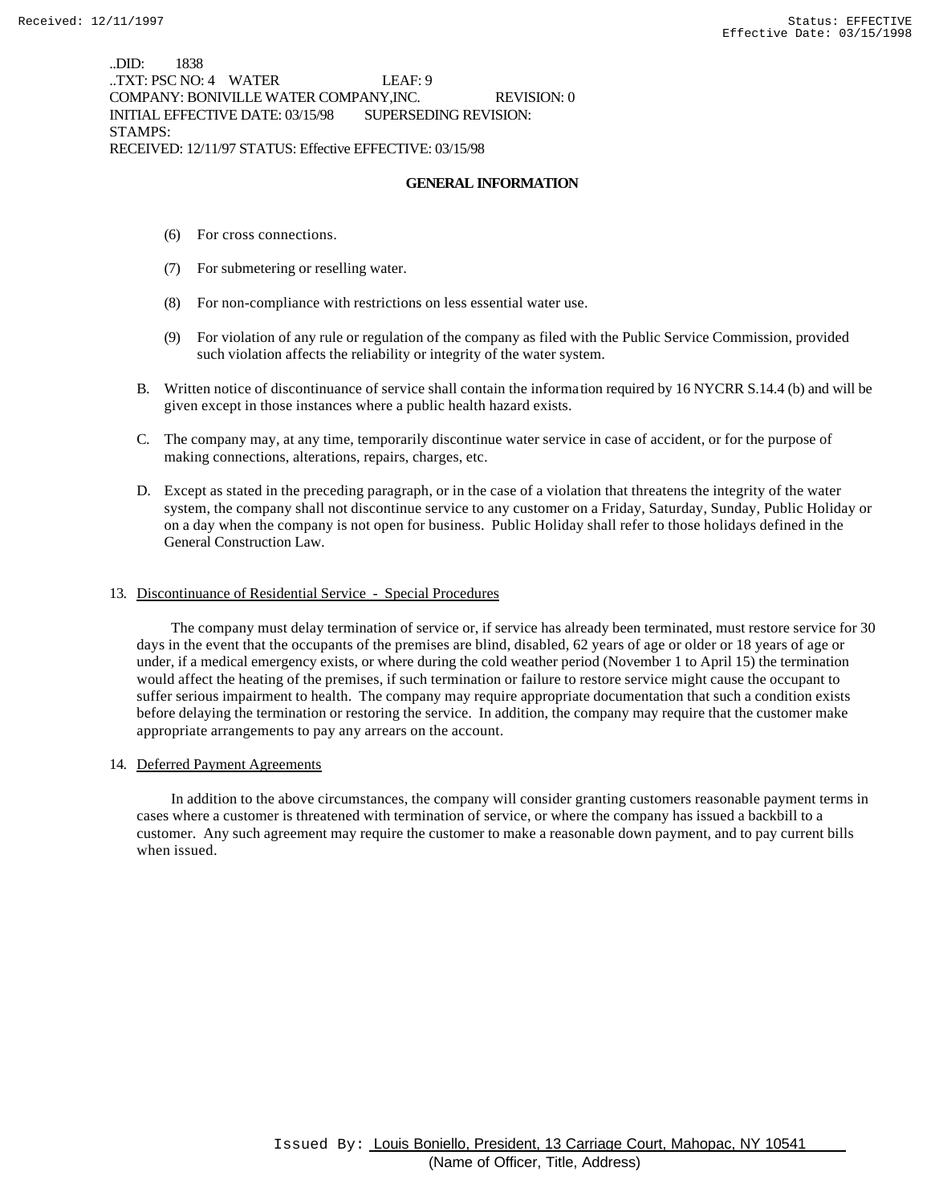..DID: 1838
..TXT: PSC NO: 4 WATER LEAF: 9
COMPANY: BONIVILLE WATER COMPANY,INC. REVISION: 0
INITIAL EFFECTIVE DATE: 03/15/98 SUPERSEDING REVISION:
STAMPS:
RECEIVED: 12/11/97 STATUS: Effective EFFECTIVE: 03/15/98

## GENERAL INFORMATION

(6) For cross connections.

(7) For submetering or reselling water.

(8) For non-compliance with restrictions on less essential water use.

(9) For violation of any rule or regulation of the company as filed with the Public Service Commission, provided such violation affects the reliability or integrity of the water system.

B. Written notice of discontinuance of service shall contain the information required by 16 NYCRR S.14.4 (b) and will be given except in those instances where a public health hazard exists.

C. The company may, at any time, temporarily discontinue water service in case of accident, or for the purpose of making connections, alterations, repairs, charges, etc.

D. Except as stated in the preceding paragraph, or in the case of a violation that threatens the integrity of the water system, the company shall not discontinue service to any customer on a Friday, Saturday, Sunday, Public Holiday or on a day when the company is not open for business. Public Holiday shall refer to those holidays defined in the General Construction Law.

13. Discontinuance of Residential Service - Special Procedures

The company must delay termination of service or, if service has already been terminated, must restore service for 30 days in the event that the occupants of the premises are blind, disabled, 62 years of age or older or 18 years of age or under, if a medical emergency exists, or where during the cold weather period (November 1 to April 15) the termination would affect the heating of the premises, if such termination or failure to restore service might cause the occupant to suffer serious impairment to health. The company may require appropriate documentation that such a condition exists before delaying the termination or restoring the service. In addition, the company may require that the customer make appropriate arrangements to pay any arrears on the account.

14. Deferred Payment Agreements

In addition to the above circumstances, the company will consider granting customers reasonable payment terms in cases where a customer is threatened with termination of service, or where the company has issued a backbill to a customer. Any such agreement may require the customer to make a reasonable down payment, and to pay current bills when issued.

Issued By: Louis Boniello, President, 13 Carriage Court, Mahopac, NY 10541
(Name of Officer, Title, Address)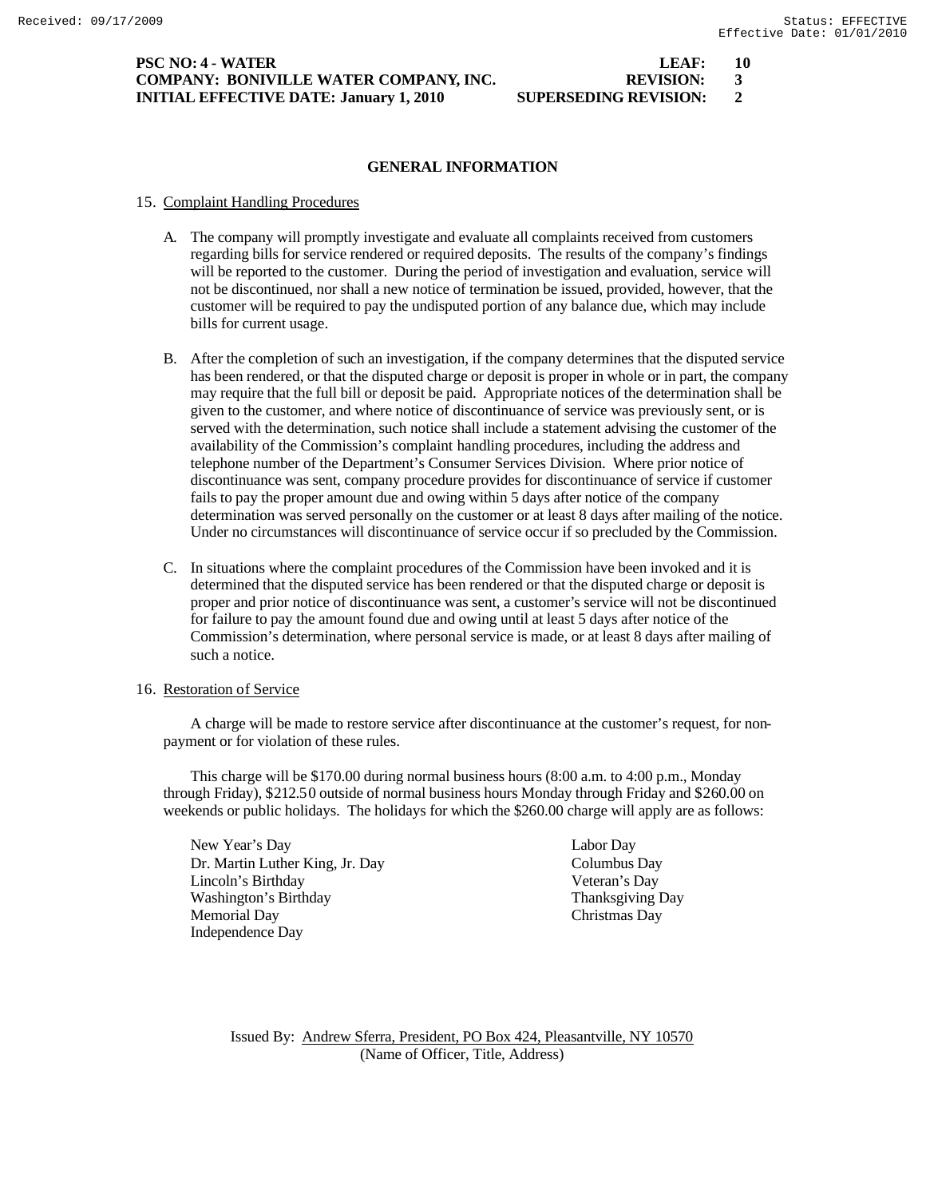**PSC NO: 4 - WATER** **LEAF: 10**
**COMPANY: BONIVILLE WATER COMPANY, INC.** **REVISION: 3**
**INITIAL EFFECTIVE DATE: January 1, 2010** **SUPERSEDING REVISION: 2**

## GENERAL INFORMATION

15. Complaint Handling Procedures

    A. The company will promptly investigate and evaluate all complaints received from customers regarding bills for service rendered or required deposits. The results of the company's findings will be reported to the customer. During the period of investigation and evaluation, service will not be discontinued, nor shall a new notice of termination be issued, provided, however, that the customer will be required to pay the undisputed portion of any balance due, which may include bills for current usage.

    B. After the completion of such an investigation, if the company determines that the disputed service has been rendered, or that the disputed charge or deposit is proper in whole or in part, the company may require that the full bill or deposit be paid. Appropriate notices of the determination shall be given to the customer, and where notice of discontinuance of service was previously sent, or is served with the determination, such notice shall include a statement advising the customer of the availability of the Commission's complaint handling procedures, including the address and telephone number of the Department's Consumer Services Division. Where prior notice of discontinuance was sent, company procedure provides for discontinuance of service if customer fails to pay the proper amount due and owing within 5 days after notice of the company determination was served personally on the customer or at least 8 days after mailing of the notice. Under no circumstances will discontinuance of service occur if so precluded by the Commission.

    C. In situations where the complaint procedures of the Commission have been invoked and it is determined that the disputed service has been rendered or that the disputed charge or deposit is proper and prior notice of discontinuance was sent, a customer's service will not be discontinued for failure to pay the amount found due and owing until at least 5 days after notice of the Commission's determination, where personal service is made, or at least 8 days after mailing of such a notice.

16. Restoration of Service

    A charge will be made to restore service after discontinuance at the customer's request, for non-payment or for violation of these rules.

    This charge will be $170.00 during normal business hours (8:00 a.m. to 4:00 p.m., Monday through Friday), $212.50 outside of normal business hours Monday through Friday and $260.00 on weekends or public holidays. The holidays for which the $260.00 charge will apply are as follows:

    New Year's Day
    Dr. Martin Luther King, Jr. Day
    Lincoln's Birthday
    Washington's Birthday
    Memorial Day
    Independence Day
    Labor Day
    Columbus Day
    Veteran's Day
    Thanksgiving Day
    Christmas Day

Issued By: Andrew Sferra, President, PO Box 424, Pleasantville, NY 10570
(Name of Officer, Title, Address)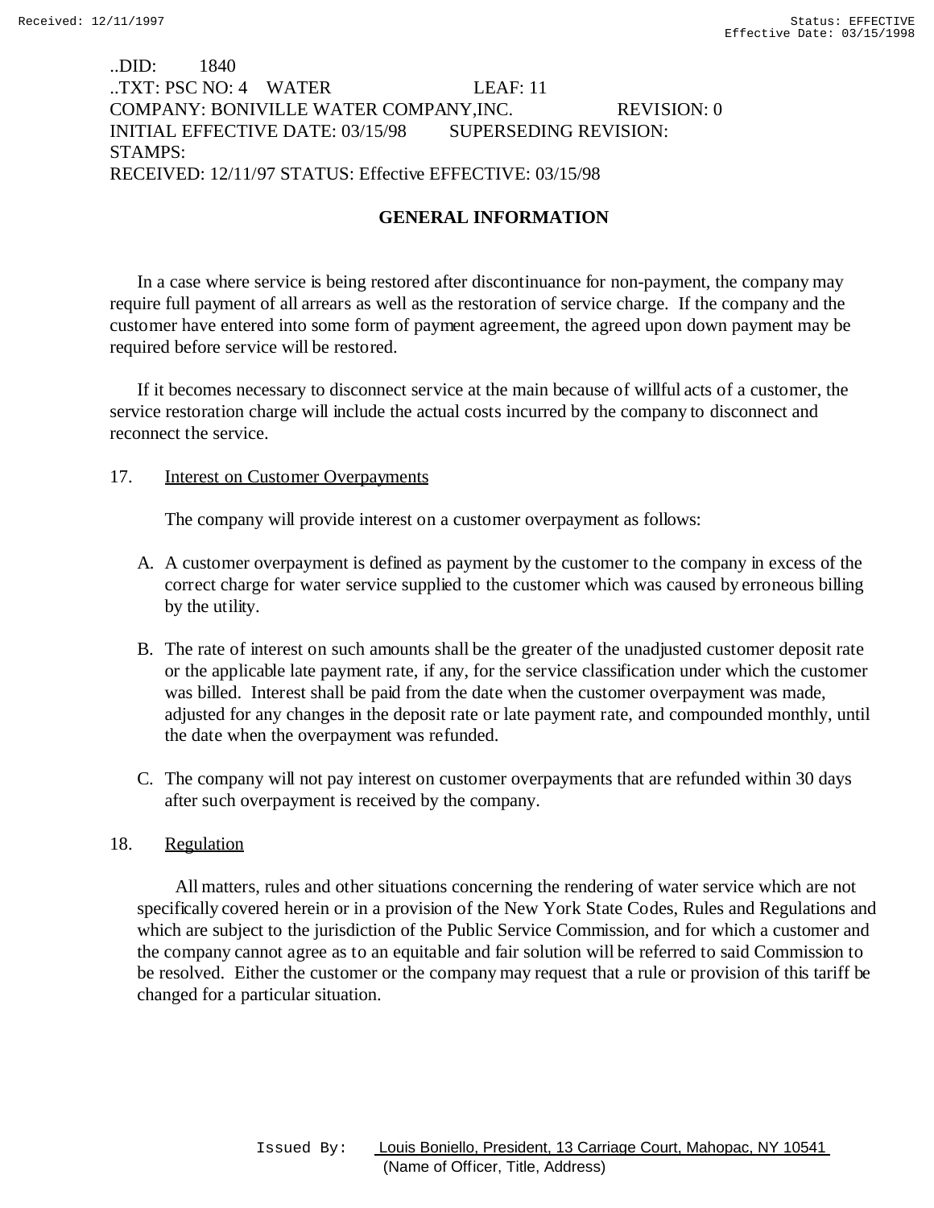..DID: 1840
..TXT: PSC NO: 4 WATER LEAF: 11
COMPANY: BONIVILLE WATER COMPANY,INC. REVISION: 0
INITIAL EFFECTIVE DATE: 03/15/98 SUPERSEDING REVISION:
STAMPS:
RECEIVED: 12/11/97 STATUS: Effective EFFECTIVE: 03/15/98

## GENERAL INFORMATION

In a case where service is being restored after discontinuance for non-payment, the company may require full payment of all arrears as well as the restoration of service charge. If the company and the customer have entered into some form of payment agreement, the agreed upon down payment may be required before service will be restored.

If it becomes necessary to disconnect service at the main because of willful acts of a customer, the service restoration charge will include the actual costs incurred by the company to disconnect and reconnect the service.

17. Interest on Customer Overpayments

The company will provide interest on a customer overpayment as follows:

A. A customer overpayment is defined as payment by the customer to the company in excess of the correct charge for water service supplied to the customer which was caused by erroneous billing by the utility.

B. The rate of interest on such amounts shall be the greater of the unadjusted customer deposit rate or the applicable late payment rate, if any, for the service classification under which the customer was billed. Interest shall be paid from the date when the customer overpayment was made, adjusted for any changes in the deposit rate or late payment rate, and compounded monthly, until the date when the overpayment was refunded.

C. The company will not pay interest on customer overpayments that are refunded within 30 days after such overpayment is received by the company.

18. Regulation

All matters, rules and other situations concerning the rendering of water service which are not specifically covered herein or in a provision of the New York State Codes, Rules and Regulations and which are subject to the jurisdiction of the Public Service Commission, and for which a customer and the company cannot agree as to an equitable and fair solution will be referred to said Commission to be resolved. Either the customer or the company may request that a rule or provision of this tariff be changed for a particular situation.

Issued By: Louis Boniello, President, 13 Carriage Court, Mahopac, NY 10541
(Name of Officer, Title, Address)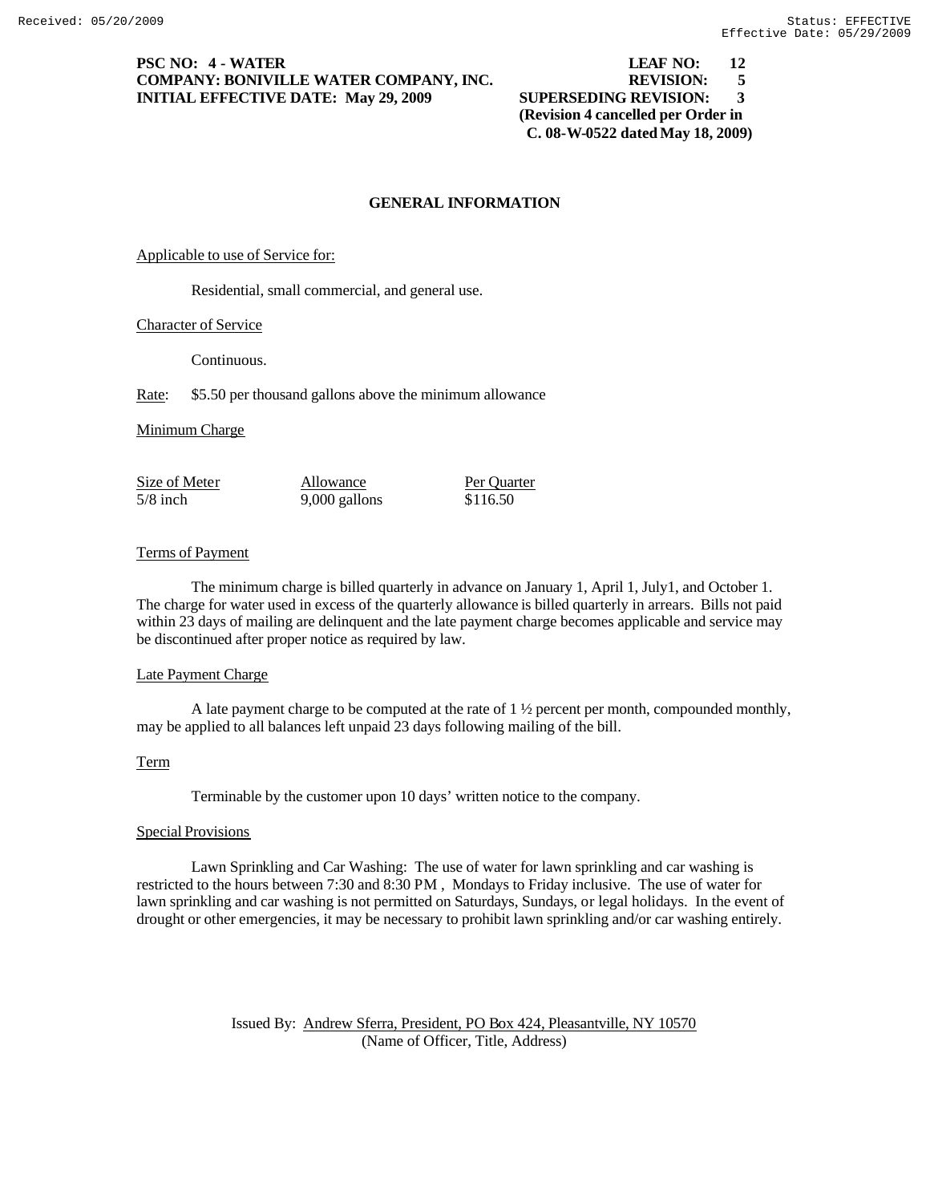**PSC NO: 4 - WATER** **LEAF NO: 12**
**COMPANY: BONIVILLE WATER COMPANY, INC.** **REVISION: 5**
**INITIAL EFFECTIVE DATE: May 29, 2009** **SUPERSEDING REVISION: 3**
**(Revision 4 cancelled per Order in C. 08-W-0522 dated May 18, 2009)**

## GENERAL INFORMATION

Applicable to use of Service for:

Residential, small commercial, and general use.

Character of Service

Continuous.

Rate: $5.50 per thousand gallons above the minimum allowance

Minimum Charge

| Size of Meter | Allowance | Per Quarter |
|---|---|---|
| 5/8 inch | 9,000 gallons | $116.50 |

Terms of Payment

The minimum charge is billed quarterly in advance on January 1, April 1, July1, and October 1. The charge for water used in excess of the quarterly allowance is billed quarterly in arrears. Bills not paid within 23 days of mailing are delinquent and the late payment charge becomes applicable and service may be discontinued after proper notice as required by law.

Late Payment Charge

A late payment charge to be computed at the rate of 1 ½ percent per month, compounded monthly, may be applied to all balances left unpaid 23 days following mailing of the bill.

Term

Terminable by the customer upon 10 days' written notice to the company.

Special Provisions

Lawn Sprinkling and Car Washing: The use of water for lawn sprinkling and car washing is restricted to the hours between 7:30 and 8:30 PM , Mondays to Friday inclusive. The use of water for lawn sprinkling and car washing is not permitted on Saturdays, Sundays, or legal holidays. In the event of drought or other emergencies, it may be necessary to prohibit lawn sprinkling and/or car washing entirely.

Issued By: Andrew Sferra, President, PO Box 424, Pleasantville, NY 10570
(Name of Officer, Title, Address)